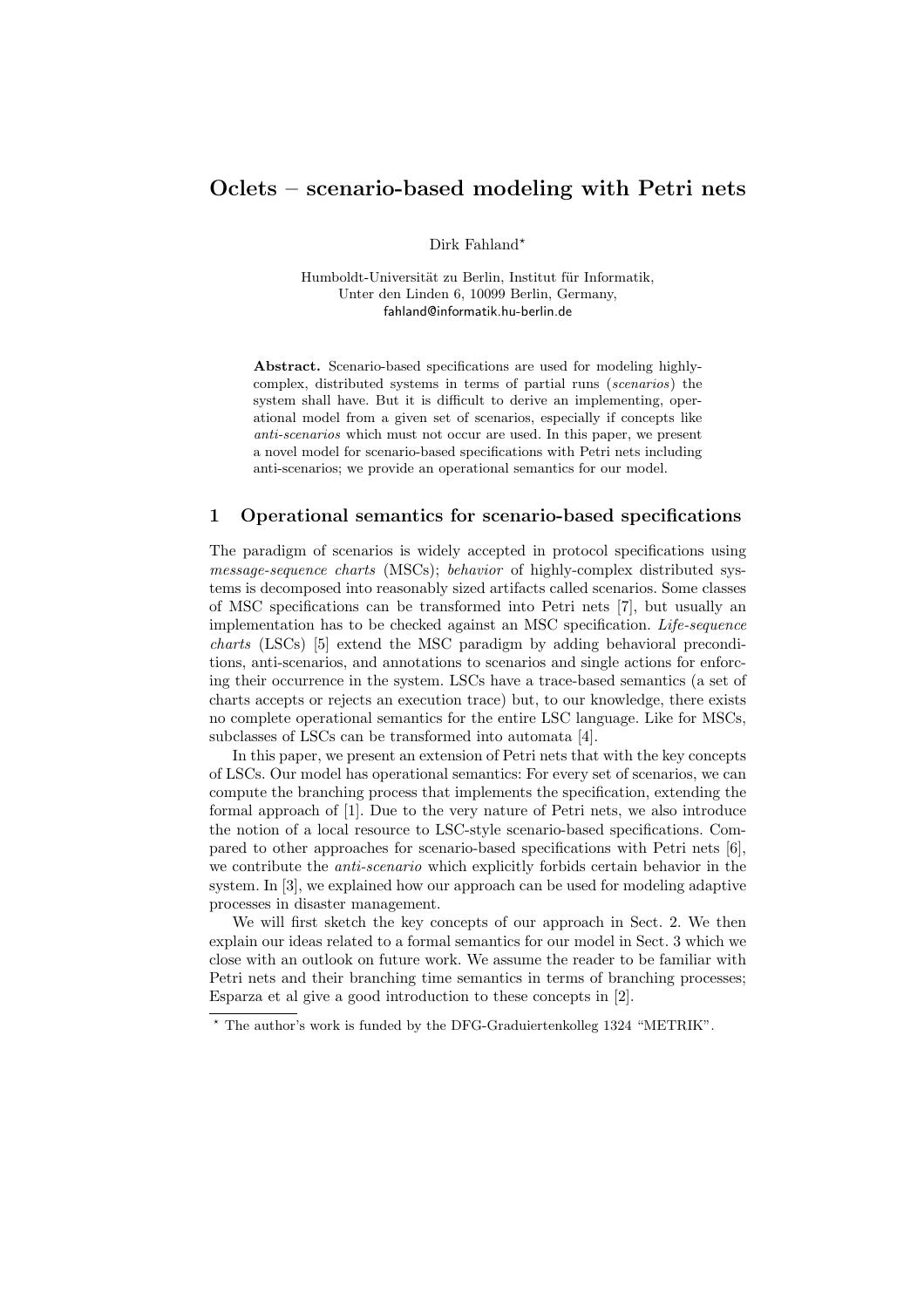# Oclets – scenario-based modeling with Petri nets

Dirk Fahland*

Humboldt-Universität zu Berlin, Institut für Informatik,
Unter den Linden 6, 10099 Berlin, Germany,
fahland@informatik.hu-berlin.de

**Abstract.** Scenario-based specifications are used for modeling highly-complex, distributed systems in terms of partial runs (*scenarios*) the system shall have. But it is difficult to derive an implementing, operational model from a given set of scenarios, especially if concepts like *anti-scenarios* which must not occur are used. In this paper, we present a novel model for scenario-based specifications with Petri nets including anti-scenarios; we provide an operational semantics for our model.

## 1 Operational semantics for scenario-based specifications

The paradigm of scenarios is widely accepted in protocol specifications using *message-sequence charts* (MSCs); *behavior* of highly-complex distributed systems is decomposed into reasonably sized artifacts called scenarios. Some classes of MSC specifications can be transformed into Petri nets [7], but usually an implementation has to be checked against an MSC specification. *Life-sequence charts* (LSCs) [5] extend the MSC paradigm by adding behavioral preconditions, anti-scenarios, and annotations to scenarios and single actions for enforcing their occurrence in the system. LSCs have a trace-based semantics (a set of charts accepts or rejects an execution trace) but, to our knowledge, there exists no complete operational semantics for the entire LSC language. Like for MSCs, subclasses of LSCs can be transformed into automata [4].

In this paper, we present an extension of Petri nets that with the key concepts of LSCs. Our model has operational semantics: For every set of scenarios, we can compute the branching process that implements the specification, extending the formal approach of [1]. Due to the very nature of Petri nets, we also introduce the notion of a local resource to LSC-style scenario-based specifications. Compared to other approaches for scenario-based specifications with Petri nets [6], we contribute the *anti-scenario* which explicitly forbids certain behavior in the system. In [3], we explained how our approach can be used for modeling adaptive processes in disaster management.

We will first sketch the key concepts of our approach in Sect. 2. We then explain our ideas related to a formal semantics for our model in Sect. 3 which we close with an outlook on future work. We assume the reader to be familiar with Petri nets and their branching time semantics in terms of branching processes; Esparza et al give a good introduction to these concepts in [2].

* The author's work is funded by the DFG-Graduiertenkolleg 1324 "METRIK".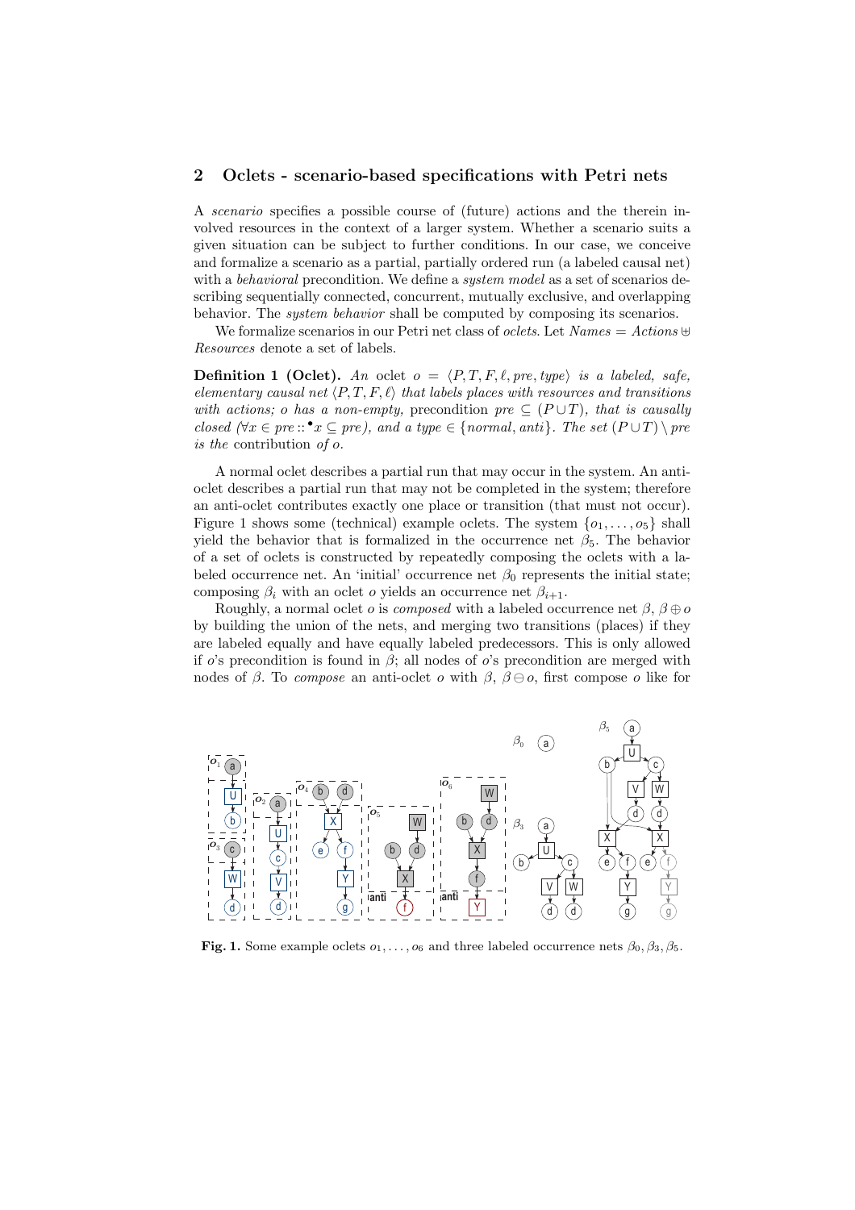## 2 Oclets - scenario-based specifications with Petri nets

A *scenario* specifies a possible course of (future) actions and the therein involved resources in the context of a larger system. Whether a scenario suits a given situation can be subject to further conditions. In our case, we conceive and formalize a scenario as a partial, partially ordered run (a labeled causal net) with a *behavioral* precondition. We define a *system model* as a set of scenarios describing sequentially connected, concurrent, mutually exclusive, and overlapping behavior. The *system behavior* shall be computed by composing its scenarios.

We formalize scenarios in our Petri net class of *oclets*. Let $Names = Actions \uplus Resources$ denote a set of labels.

**Definition 1 (Oclet).** *An* oclet $o = \langle P, T, F, \ell, pre, type \rangle$ *is a labeled, safe, elementary causal net* $\langle P, T, F, \ell \rangle$ *that labels places with resources and transitions with actions; o has a non-empty,* precondition $pre \subseteq (P \cup T)$, *that is causally closed* ($\forall x \in pre :: {}^\bullet x \subseteq pre$), *and a type* $\in \{normal, anti\}$. *The set* $(P \cup T) \setminus pre$ *is the* contribution *of o.*

A normal oclet describes a partial run that may occur in the system. An anti-oclet describes a partial run that may not be completed in the system; therefore an anti-oclet contributes exactly one place or transition (that must not occur). Figure 1 shows some (technical) example oclets. The system $\{o_1, \ldots, o_5\}$ shall yield the behavior that is formalized in the occurrence net $\beta_5$. The behavior of a set of oclets is constructed by repeatedly composing the oclets with a labeled occurrence net. An 'initial' occurrence net $\beta_0$ represents the initial state; composing $\beta_i$ with an oclet $o$ yields an occurrence net $\beta_{i+1}$.

Roughly, a normal oclet $o$ is *composed* with a labeled occurrence net $\beta$, $\beta \oplus o$ by building the union of the nets, and merging two transitions (places) if they are labeled equally and have equally labeled predecessors. This is only allowed if $o$'s precondition is found in $\beta$; all nodes of $o$'s precondition are merged with nodes of $\beta$. To *compose* an anti-oclet $o$ with $\beta$, $\beta \ominus o$, first compose $o$ like for

**Fig. 1.** Some example oclets $o_1, \ldots, o_6$ and three labeled occurrence nets $\beta_0, \beta_3, \beta_5$.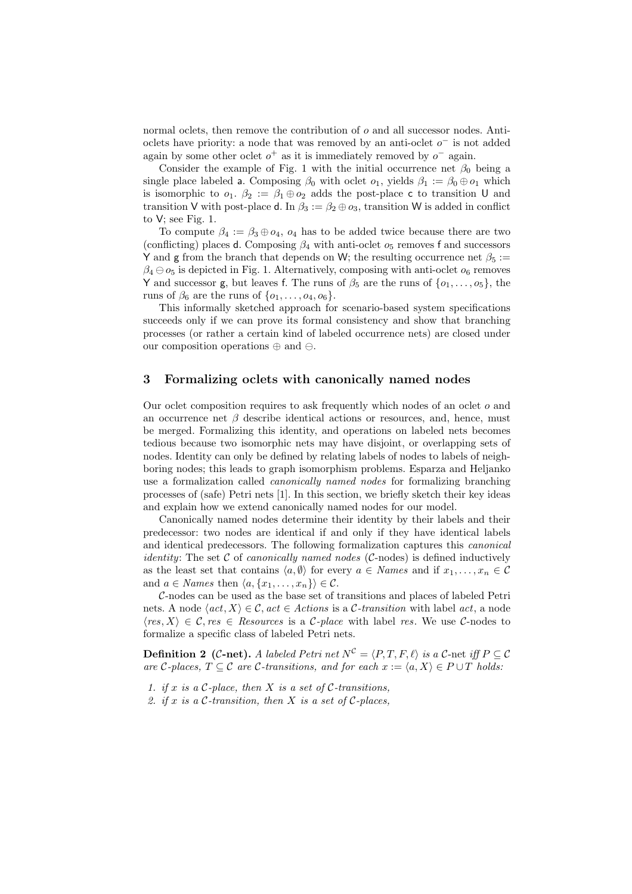normal oclets, then remove the contribution of $o$ and all successor nodes. Anti-oclets have priority: a node that was removed by an anti-oclet $o^-$ is not added again by some other oclet $o^+$ as it is immediately removed by $o^-$ again.

Consider the example of Fig. 1 with the initial occurrence net $\beta_0$ being a single place labeled a. Composing $\beta_0$ with oclet $o_1$, yields $\beta_1 := \beta_0 \oplus o_1$ which is isomorphic to $o_1$. $\beta_2 := \beta_1 \oplus o_2$ adds the post-place c to transition U and transition V with post-place d. In $\beta_3 := \beta_2 \oplus o_3$, transition W is added in conflict to V; see Fig. 1.

To compute $\beta_4 := \beta_3 \oplus o_4$, $o_4$ has to be added twice because there are two (conflicting) places d. Composing $\beta_4$ with anti-oclet $o_5$ removes f and successors Y and g from the branch that depends on W; the resulting occurrence net $\beta_5 := \beta_4 \ominus o_5$ is depicted in Fig. 1. Alternatively, composing with anti-oclet $o_6$ removes Y and successor g, but leaves f. The runs of $\beta_5$ are the runs of $\{o_1, \ldots, o_5\}$, the runs of $\beta_6$ are the runs of $\{o_1, \ldots, o_4, o_6\}$.

This informally sketched approach for scenario-based system specifications succeeds only if we can prove its formal consistency and show that branching processes (or rather a certain kind of labeled occurrence nets) are closed under our composition operations $\oplus$ and $\ominus$.

## 3 Formalizing oclets with canonically named nodes

Our oclet composition requires to ask frequently which nodes of an oclet $o$ and an occurrence net $\beta$ describe identical actions or resources, and, hence, must be merged. Formalizing this identity, and operations on labeled nets becomes tedious because two isomorphic nets may have disjoint, or overlapping sets of nodes. Identity can only be defined by relating labels of nodes to labels of neighboring nodes; this leads to graph isomorphism problems. Esparza and Heljanko use a formalization called *canonically named nodes* for formalizing branching processes of (safe) Petri nets [1]. In this section, we briefly sketch their key ideas and explain how we extend canonically named nodes for our model.

Canonically named nodes determine their identity by their labels and their predecessor: two nodes are identical if and only if they have identical labels and identical predecessors. The following formalization captures this *canonical identity*: The set $\mathcal{C}$ of *canonically named nodes* ($\mathcal{C}$-nodes) is defined inductively as the least set that contains $\langle a, \emptyset \rangle$ for every $a \in \mathit{Names}$ and if $x_1, \ldots, x_n \in \mathcal{C}$ and $a \in \mathit{Names}$ then $\langle a, \{x_1, \ldots, x_n\} \rangle \in \mathcal{C}$.

$\mathcal{C}$-nodes can be used as the base set of transitions and places of labeled Petri nets. A node $\langle act, X \rangle \in \mathcal{C}$, $act \in \mathit{Actions}$ is a *$\mathcal{C}$-transition* with label $act$, a node $\langle res, X \rangle \in \mathcal{C}$, $res \in \mathit{Resources}$ is a *$\mathcal{C}$-place* with label $res$. We use $\mathcal{C}$-nodes to formalize a specific class of labeled Petri nets.

**Definition 2 ($\mathcal{C}$-net).** *A labeled Petri net $N^{\mathcal{C}} = \langle P, T, F, \ell \rangle$ is a* $\mathcal{C}$-net *iff $P \subseteq \mathcal{C}$ are $\mathcal{C}$-places, $T \subseteq \mathcal{C}$ are $\mathcal{C}$-transitions, and for each $x := \langle a, X \rangle \in P \cup T$ holds:*

1. *if $x$ is a $\mathcal{C}$-place, then $X$ is a set of $\mathcal{C}$-transitions,*
2. *if $x$ is a $\mathcal{C}$-transition, then $X$ is a set of $\mathcal{C}$-places,*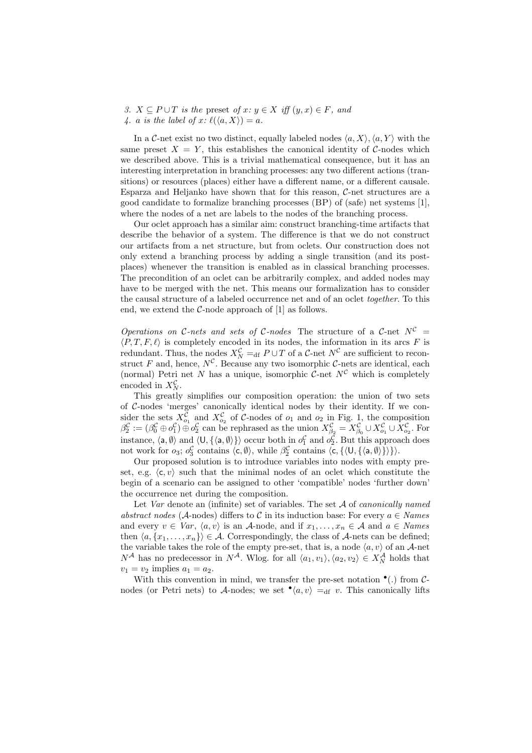3. $X \subseteq P \cup T$ *is the* preset *of* $x$*:* $y \in X$ *iff* $(y, x) \in F$*, and*
4. $a$ *is the label of* $x$*:* $\ell(\langle a, X \rangle) = a$.

In a $\mathcal{C}$-net exist no two distinct, equally labeled nodes $\langle a, X \rangle, \langle a, Y \rangle$ with the same preset $X = Y$, this establishes the canonical identity of $\mathcal{C}$-nodes which we described above. This is a trivial mathematical consequence, but it has an interesting interpretation in branching processes: any two different actions (transitions) or resources (places) either have a different name, or a different causale. Esparza and Heljanko have shown that for this reason, $\mathcal{C}$-net structures are a good candidate to formalize branching processes (BP) of (safe) net systems [1], where the nodes of a net are labels to the nodes of the branching process.

Our oclet approach has a similar aim: construct branching-time artifacts that describe the behavior of a system. The difference is that we do not construct our artifacts from a net structure, but from oclets. Our construction does not only extend a branching process by adding a single transition (and its post-places) whenever the transition is enabled as in classical branching processes. The precondition of an oclet can be arbitrarily complex, and added nodes may have to be merged with the net. This means our formalization has to consider the causal structure of a labeled occurrence net and of an oclet *together*. To this end, we extend the $\mathcal{C}$-node approach of [1] as follows.

*Operations on $\mathcal{C}$-nets and sets of $\mathcal{C}$-nodes* The structure of a $\mathcal{C}$-net $N^{\mathcal{C}} = \langle P, T, F, \ell \rangle$ is completely encoded in its nodes, the information in its arcs $F$ is redundant. Thus, the nodes $X_N^{\mathcal{C}} =_{\text{df}} P \cup T$ of a $\mathcal{C}$-net $N^{\mathcal{C}}$ are sufficient to reconstruct $F$ and, hence, $N^{\mathcal{C}}$. Because any two isomorphic $\mathcal{C}$-nets are identical, each (normal) Petri net $N$ has a unique, isomorphic $\mathcal{C}$-net $N^{\mathcal{C}}$ which is completely encoded in $X_N^{\mathcal{C}}$.

This greatly simplifies our composition operation: the union of two sets of $\mathcal{C}$-nodes 'merges' canonically identical nodes by their identity. If we consider the sets $X_{o_1}^{\mathcal{C}}$ and $X_{o_2}^{\mathcal{C}}$ of $\mathcal{C}$-nodes of $o_1$ and $o_2$ in Fig. 1, the composition $\beta_2^{\mathcal{C}} := (\beta_0^{\mathcal{C}} \oplus o_1^{\mathcal{C}}) \oplus o_2^{\mathcal{C}}$ can be rephrased as the union $X_{\beta_2}^{\mathcal{C}} = X_{\beta_0}^{\mathcal{C}} \cup X_{o_1}^{\mathcal{C}} \cup X_{o_2}^{\mathcal{C}}$. For instance, $\langle \mathsf{a}, \emptyset \rangle$ and $\langle \mathsf{U}, \{\langle \mathsf{a}, \emptyset \rangle\} \rangle$ occur both in $o_1^{\mathcal{C}}$ and $o_2^{\mathcal{C}}$. But this approach does not work for $o_3$; $o_3^{\mathcal{C}}$ contains $\langle \mathsf{c}, \emptyset \rangle$, while $\beta_2^{\mathcal{C}}$ contains $\langle \mathsf{c}, \{\langle \mathsf{U}, \{\langle \mathsf{a}, \emptyset \rangle\} \rangle\} \rangle$.

Our proposed solution is to introduce variables into nodes with empty preset, e.g. $\langle \mathsf{c}, v \rangle$ such that the minimal nodes of an oclet which constitute the begin of a scenario can be assigned to other 'compatible' nodes 'further down' the occurrence net during the composition.

Let *Var* denote an (infinite) set of variables. The set $\mathcal{A}$ of *canonically named abstract nodes* ($\mathcal{A}$-nodes) differs to $\mathcal{C}$ in its induction base: For every $a \in \mathit{Names}$ and every $v \in \mathit{Var}$, $\langle a, v \rangle$ is an $\mathcal{A}$-node, and if $x_1, \ldots, x_n \in \mathcal{A}$ and $a \in \mathit{Names}$ then $\langle a, \{x_1, \ldots, x_n\} \rangle \in \mathcal{A}$. Correspondingly, the class of $\mathcal{A}$-nets can be defined; the variable takes the role of the empty pre-set, that is, a node $\langle a, v \rangle$ of an $\mathcal{A}$-net $N^{\mathcal{A}}$ has no predecessor in $N^{\mathcal{A}}$. Wlog. for all $\langle a_1, v_1 \rangle, \langle a_2, v_2 \rangle \in X_N^{\mathcal{A}}$ holds that $v_1 = v_2$ implies $a_1 = a_2$.

With this convention in mind, we transfer the pre-set notation ${}^\bullet(.)$ from $\mathcal{C}$-nodes (or Petri nets) to $\mathcal{A}$-nodes; we set ${}^\bullet\langle a, v \rangle =_{\text{df}} v$. This canonically lifts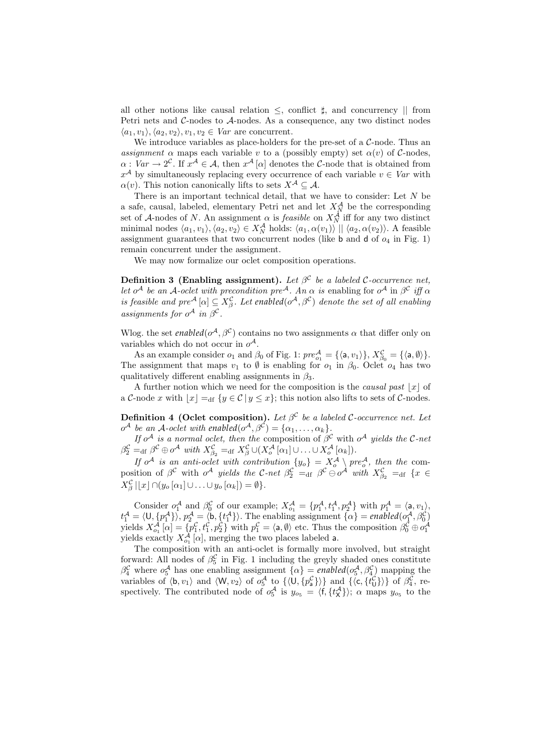all other notions like causal relation $\leq$, conflict $\sharp$, and concurrency $||$ from Petri nets and $\mathcal{C}$-nodes to $\mathcal{A}$-nodes. As a consequence, any two distinct nodes $\langle a_1, v_1\rangle, \langle a_2, v_2\rangle, v_1, v_2 \in \mathit{Var}$ are concurrent.

We introduce variables as place-holders for the pre-set of a $\mathcal{C}$-node. Thus an *assignment* $\alpha$ maps each variable $v$ to a (possibly empty) set $\alpha(v)$ of $\mathcal{C}$-nodes, $\alpha : \mathit{Var} \to 2^{\mathcal{C}}$. If $x^{\mathcal{A}} \in \mathcal{A}$, then $x^{\mathcal{A}}[\alpha]$ denotes the $\mathcal{C}$-node that is obtained from $x^{\mathcal{A}}$ by simultaneously replacing every occurrence of each variable $v \in \mathit{Var}$ with $\alpha(v)$. This notion canonically lifts to sets $X^{\mathcal{A}} \subseteq \mathcal{A}$.

There is an important technical detail, that we have to consider: Let $N$ be a safe, causal, labeled, elementary Petri net and let $X_N^{\mathcal{A}}$ be the corresponding set of $\mathcal{A}$-nodes of $N$. An assignment $\alpha$ is *feasible* on $X_N^{\mathcal{A}}$ iff for any two distinct minimal nodes $\langle a_1, v_1\rangle, \langle a_2, v_2\rangle \in X_N^{\mathcal{A}}$ holds: $\langle a_1, \alpha(v_1)\rangle \,||\, \langle a_2, \alpha(v_2)\rangle$. A feasible assignment guarantees that two concurrent nodes (like b and d of $o_4$ in Fig. 1) remain concurrent under the assignment.

We may now formalize our oclet composition operations.

**Definition 3 (Enabling assignment).** *Let $\beta^{\mathcal{C}}$ be a labeled $\mathcal{C}$-occurrence net, let $o^{\mathcal{A}}$ be an $\mathcal{A}$-oclet with precondition $pre^{\mathcal{A}}$. An $\alpha$ is* enabling *for $o^{\mathcal{A}}$ in $\beta^{\mathcal{C}}$ iff $\alpha$ is feasible and $pre^{\mathcal{A}}[\alpha] \subseteq X_\beta^{\mathcal{C}}$. Let $\mathit{enabled}(o^{\mathcal{A}}, \beta^{\mathcal{C}})$ denote the set of all enabling assignments for $o^{\mathcal{A}}$ in $\beta^{\mathcal{C}}$.*

Wlog. the set $\mathit{enabled}(o^{\mathcal{A}}, \beta^{\mathcal{C}})$ contains no two assignments $\alpha$ that differ only on variables which do not occur in $o^{\mathcal{A}}$.

As an example consider $o_1$ and $\beta_0$ of Fig. 1: $pre_{o_1}^{\mathcal{A}} = \{\langle \mathsf{a}, v_1\rangle\}$, $X_{\beta_0}^{\mathcal{C}} = \{\langle \mathsf{a}, \emptyset\rangle\}$. The assignment that maps $v_1$ to $\emptyset$ is enabling for $o_1$ in $\beta_0$. Oclet $o_4$ has two qualitatively different enabling assignments in $\beta_3$.

A further notion which we need for the composition is the *causal past* $\lfloor x \rfloor$ of a $\mathcal{C}$-node $x$ with $\lfloor x \rfloor =_{\mathrm{df}} \{y \in \mathcal{C} \mid y \leq x\}$; this notion also lifts to sets of $\mathcal{C}$-nodes.

**Definition 4 (Oclet composition).** *Let $\beta^{\mathcal{C}}$ be a labeled $\mathcal{C}$-occurrence net. Let $o^{\mathcal{A}}$ be an $\mathcal{A}$-oclet with $\mathit{enabled}(o^{\mathcal{A}}, \beta^{\mathcal{C}}) = \{\alpha_1, \ldots, \alpha_k\}$.*

*If $o^{\mathcal{A}}$ is a normal oclet, then the* composition *of $\beta^{\mathcal{C}}$ with $o^{\mathcal{A}}$ yields the $\mathcal{C}$-net $\beta_2^{\mathcal{C}} =_{\mathrm{df}} \beta^{\mathcal{C}} \oplus o^{\mathcal{A}}$ with $X_{\beta_2}^{\mathcal{C}} =_{\mathrm{df}} X_\beta^{\mathcal{C}} \cup (X_o^{\mathcal{A}}[\alpha_1] \cup \ldots \cup X_o^{\mathcal{A}}[\alpha_k])$.*

*If $o^{\mathcal{A}}$ is an anti-oclet with contribution $\{y_o\} = X_o^{\mathcal{A}} \setminus pre_o^{\mathcal{A}}$, then the* composition *of $\beta^{\mathcal{C}}$ with $o^{\mathcal{A}}$ yields the $\mathcal{C}$-net $\beta_2^{\mathcal{C}} =_{\mathrm{df}} \beta^{\mathcal{C}} \ominus o^{\mathcal{A}}$ with $X_{\beta_2}^{\mathcal{C}} =_{\mathrm{df}} \{x \in X_\beta^{\mathcal{C}} \mid \lfloor x \rfloor \cap (y_o[\alpha_1] \cup \ldots \cup y_o[\alpha_k]) = \emptyset\}$.*

Consider $o_1^{\mathcal{A}}$ and $\beta_0^{\mathcal{C}}$ of our example; $X_{o_1}^{\mathcal{A}} = \{p_1^{\mathcal{A}}, t_1^{\mathcal{A}}, p_2^{\mathcal{A}}\}$ with $p_1^{\mathcal{A}} = \langle \mathsf{a}, v_1\rangle$, $t_1^{\mathcal{A}} = \langle \mathsf{U}, \{p_1^{\mathcal{A}}\}\rangle$, $p_2^{\mathcal{A}} = \langle \mathsf{b}, \{t_1^{\mathcal{A}}\}\rangle$. The enabling assignment $\{\alpha\} = \mathit{enabled}(o_1^{\mathcal{A}}, \beta_0^{\mathcal{C}})$ yields $X_{o_1}^{\mathcal{A}}[\alpha] = \{p_1^{\mathcal{C}}, t_1^{\mathcal{C}}, p_2^{\mathcal{C}}\}$ with $p_1^{\mathcal{C}} = \langle \mathsf{a}, \emptyset\rangle$ etc. Thus the composition $\beta_0^{\mathcal{C}} \oplus o_1^{\mathcal{A}}$ yields exactly $X_{o_1}^{\mathcal{A}}[\alpha]$, merging the two places labeled a.

The composition with an anti-oclet is formally more involved, but straight forward: All nodes of $\beta_5^{\mathcal{C}}$ in Fig. 1 including the greyly shaded ones constitute $\beta_4^{\mathcal{C}}$ where $o_5^{\mathcal{A}}$ has one enabling assignment $\{\alpha\} = \mathit{enabled}(o_5^{\mathcal{A}}, \beta_4^{\mathcal{C}})$ mapping the variables of $\langle \mathsf{b}, v_1\rangle$ and $\langle \mathsf{W}, v_2\rangle$ of $o_5^{\mathcal{A}}$ to $\{\langle \mathsf{U}, \{p_{\mathsf{a}}^{\mathcal{C}}\}\rangle\}$ and $\{\langle \mathsf{c}, \{t_{\mathsf{U}}^{\mathcal{C}}\}\rangle\}$ of $\beta_4^{\mathcal{C}}$, respectively. The contributed node of $o_5^{\mathcal{A}}$ is $y_{o_5} = \langle \mathsf{f}, \{t_{\mathsf{X}}^{\mathcal{A}}\}\rangle$; $\alpha$ maps $y_{o_5}$ to the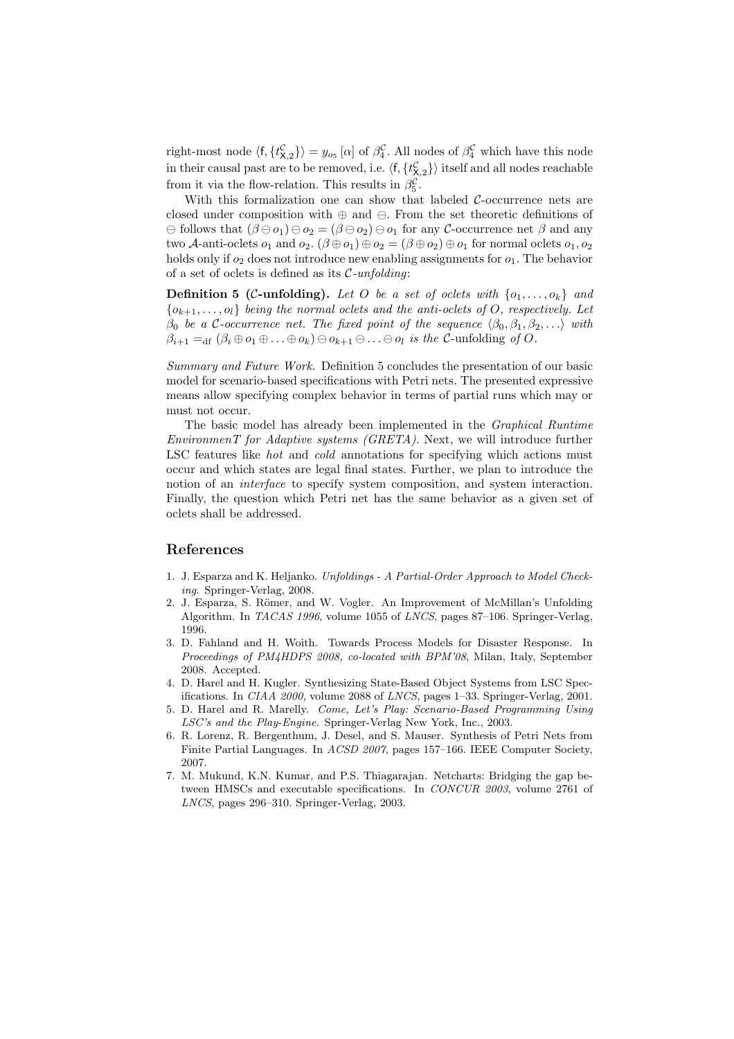right-most node $\langle \mathsf{f}, \{t^{\mathcal{C}}_{\mathsf{X},2}\}\rangle = y_{o_5}[\alpha]$ of $\beta^{\mathcal{C}}_4$. All nodes of $\beta^{\mathcal{C}}_4$ which have this node in their causal past are to be removed, i.e. $\langle \mathsf{f}, \{t^{\mathcal{C}}_{\mathsf{X},2}\}\rangle$ itself and all nodes reachable from it via the flow-relation. This results in $\beta^{\mathcal{C}}_5$.

With this formalization one can show that labeled $\mathcal{C}$-occurrence nets are closed under composition with $\oplus$ and $\ominus$. From the set theoretic definitions of $\ominus$ follows that $(\beta \ominus o_1) \ominus o_2 = (\beta \ominus o_2) \ominus o_1$ for any $\mathcal{C}$-occurrence net $\beta$ and any two $\mathcal{A}$-anti-oclets $o_1$ and $o_2$. $(\beta \oplus o_1) \oplus o_2 = (\beta \oplus o_2) \oplus o_1$ for normal oclets $o_1, o_2$ holds only if $o_2$ does not introduce new enabling assignments for $o_1$. The behavior of a set of oclets is defined as its $\mathcal{C}$-*unfolding*:

**Definition 5 ($\mathcal{C}$-unfolding).** *Let $O$ be a set of oclets with $\{o_1, \ldots, o_k\}$ and $\{o_{k+1}, \ldots, o_l\}$ being the normal oclets and the anti-oclets of $O$, respectively. Let $\beta_0$ be a $\mathcal{C}$-occurrence net. The fixed point of the sequence $\langle \beta_0, \beta_1, \beta_2, \ldots \rangle$ with $\beta_{i+1} =_{\mathrm{df}} (\beta_i \oplus o_1 \oplus \ldots \oplus o_k) \ominus o_{k+1} \ominus \ldots \ominus o_l$ is the* $\mathcal{C}$-unfolding *of $O$.*

*Summary and Future Work.* Definition 5 concludes the presentation of our basic model for scenario-based specifications with Petri nets. The presented expressive means allow specifying complex behavior in terms of partial runs which may or must not occur.

The basic model has already been implemented in the *Graphical Runtime EnvironmenT for Adaptive systems (GRETA)*. Next, we will introduce further LSC features like *hot* and *cold* annotations for specifying which actions must occur and which states are legal final states. Further, we plan to introduce the notion of an *interface* to specify system composition, and system interaction. Finally, the question which Petri net has the same behavior as a given set of oclets shall be addressed.

## References

1. J. Esparza and K. Heljanko. *Unfoldings - A Partial-Order Approach to Model Checking*. Springer-Verlag, 2008.
2. J. Esparza, S. Römer, and W. Vogler. An Improvement of McMillan's Unfolding Algorithm. In *TACAS 1996*, volume 1055 of *LNCS*, pages 87–106. Springer-Verlag, 1996.
3. D. Fahland and H. Woith. Towards Process Models for Disaster Response. In *Proceedings of PM4HDPS 2008, co-located with BPM'08*, Milan, Italy, September 2008. Accepted.
4. D. Harel and H. Kugler. Synthesizing State-Based Object Systems from LSC Specifications. In *CIAA 2000*, volume 2088 of *LNCS*, pages 1–33. Springer-Verlag, 2001.
5. D. Harel and R. Marelly. *Come, Let's Play: Scenario-Based Programming Using LSC's and the Play-Engine*. Springer-Verlag New York, Inc., 2003.
6. R. Lorenz, R. Bergenthum, J. Desel, and S. Mauser. Synthesis of Petri Nets from Finite Partial Languages. In *ACSD 2007*, pages 157–166. IEEE Computer Society, 2007.
7. M. Mukund, K.N. Kumar, and P.S. Thiagarajan. Netcharts: Bridging the gap between HMSCs and executable specifications. In *CONCUR 2003*, volume 2761 of *LNCS*, pages 296–310. Springer-Verlag, 2003.